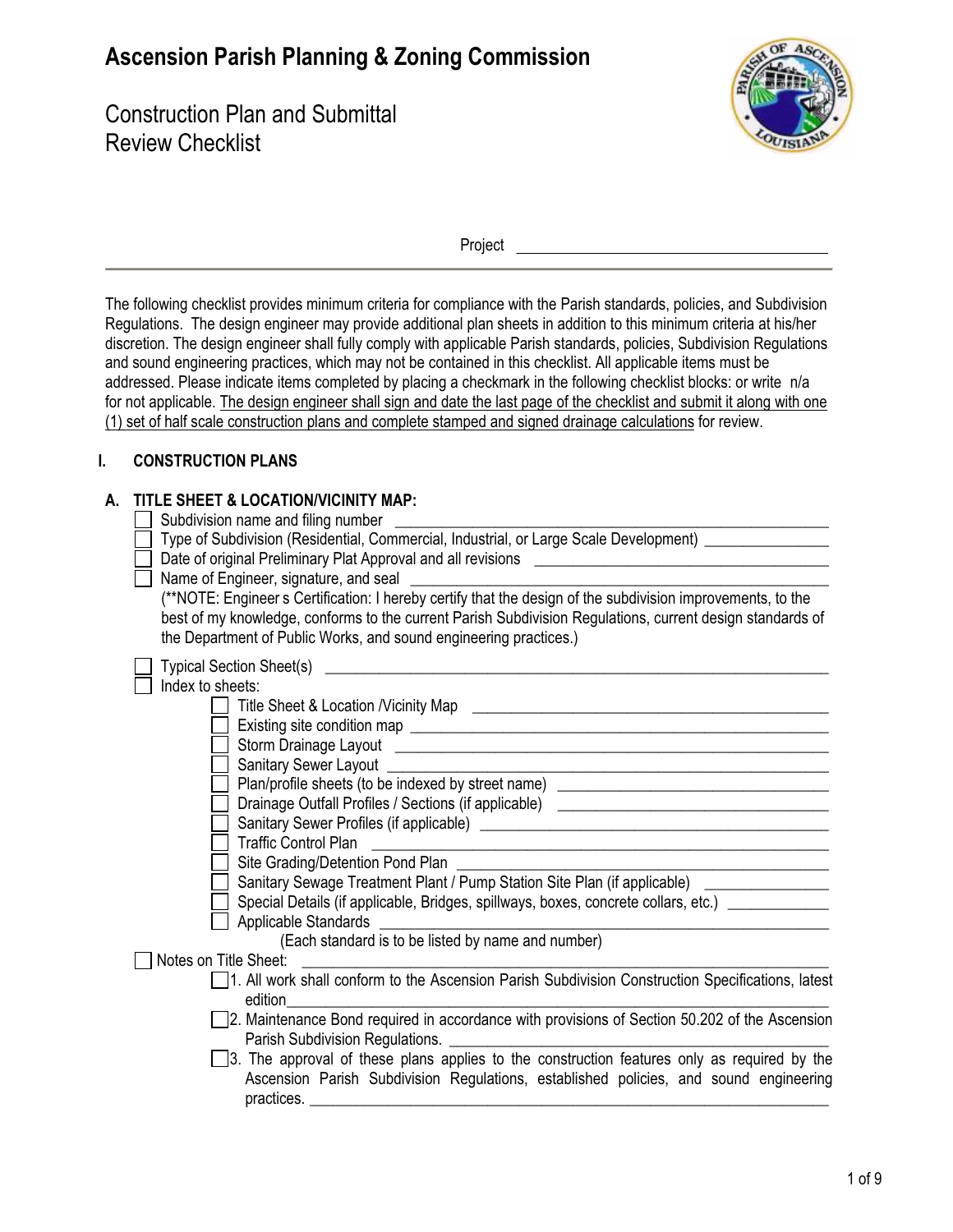# Ascension Parish Planning & Zoning Commission

## Construction Plan and Submittal Review Checklist

Project ______________________________

The following checklist provides minimum criteria for compliance with the Parish standards, policies, and Subdivision Regulations. The design engineer may provide additional plan sheets in addition to this minimum criteria at his/her discretion. The design engineer shall fully comply with applicable Parish standards, policies, Subdivision Regulations and sound engineering practices, which may not be contained in this checklist. All applicable items must be addressed. Please indicate items completed by placing a checkmark in the following checklist blocks: or write n/a for not applicable. <u>The design engineer shall sign and date the last page of the checklist and submit it along with one (1) set of half scale construction plans and complete stamped and signed drainage calculations</u> for review.

## I. CONSTRUCTION PLANS

### A. TITLE SHEET & LOCATION/VICINITY MAP:

- ☐ Subdivision name and filing number ______________________________
- ☐ Type of Subdivision (Residential, Commercial, Industrial, or Large Scale Development) ______________
- ☐ Date of original Preliminary Plat Approval and all revisions ______________________________
- ☐ Name of Engineer, signature, and seal ______________________________
  (**NOTE: Engineer s Certification: I hereby certify that the design of the subdivision improvements, to the best of my knowledge, conforms to the current Parish Subdivision Regulations, current design standards of the Department of Public Works, and sound engineering practices.)
- ☐ Typical Section Sheet(s) ______________________________
- ☐ Index to sheets:
  - ☐ Title Sheet & Location /Vicinity Map ______________________________
  - ☐ Existing site condition map ______________________________
  - ☐ Storm Drainage Layout ______________________________
  - ☐ Sanitary Sewer Layout ______________________________
  - ☐ Plan/profile sheets (to be indexed by street name) ______________________________
  - ☐ Drainage Outfall Profiles / Sections (if applicable) ______________________________
  - ☐ Sanitary Sewer Profiles (if applicable) ______________________________
  - ☐ Traffic Control Plan ______________________________
  - ☐ Site Grading/Detention Pond Plan ______________________________
  - ☐ Sanitary Sewage Treatment Plant / Pump Station Site Plan (if applicable) ______________
  - ☐ Special Details (if applicable, Bridges, spillways, boxes, concrete collars, etc.) ____________
  - ☐ Applicable Standards ______________________________
    (Each standard is to be listed by name and number)
- ☐ Notes on Title Sheet: ______________________________
  - ☐ 1. All work shall conform to the Ascension Parish Subdivision Construction Specifications, latest edition______________________________
  - ☐ 2. Maintenance Bond required in accordance with provisions of Section 50.202 of the Ascension Parish Subdivision Regulations. ______________________________
  - ☐ 3. The approval of these plans applies to the construction features only as required by the Ascension Parish Subdivision Regulations, established policies, and sound engineering practices. ______________________________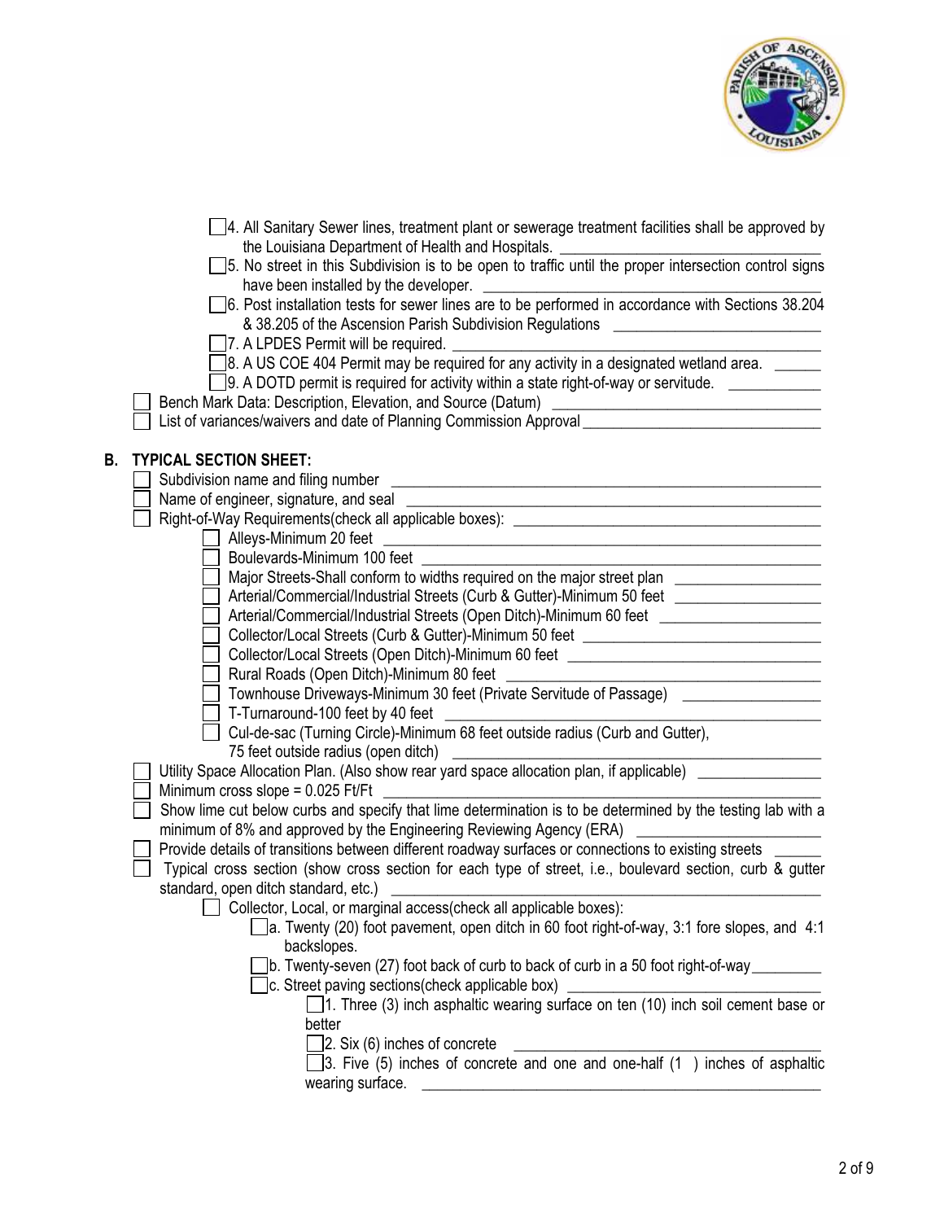- [ ] 4. All Sanitary Sewer lines, treatment plant or sewerage treatment facilities shall be approved by the Louisiana Department of Health and Hospitals. \_\_\_\_\_\_\_\_\_\_\_\_\_\_\_\_\_\_\_\_\_\_\_\_\_\_\_\_\_\_
- [ ] 5. No street in this Subdivision is to be open to traffic until the proper intersection control signs have been installed by the developer. \_\_\_\_\_\_\_\_\_\_\_\_\_\_\_\_\_\_\_\_\_\_\_\_\_\_\_\_\_\_
- [ ] 6. Post installation tests for sewer lines are to be performed in accordance with Sections 38.204 & 38.205 of the Ascension Parish Subdivision Regulations \_\_\_\_\_\_\_\_\_\_\_\_\_\_\_\_\_\_\_\_\_\_\_\_
- [ ] 7. A LPDES Permit will be required. \_\_\_\_\_\_\_\_\_\_\_\_\_\_\_\_\_\_\_\_\_\_\_\_\_\_\_\_\_\_
- [ ] 8. A US COE 404 Permit may be required for any activity in a designated wetland area. \_\_\_\_\_\_
- [ ] 9. A DOTD permit is required for activity within a state right-of-way or servitude. \_\_\_\_\_\_\_\_\_\_\_

- [ ] Bench Mark Data: Description, Elevation, and Source (Datum) \_\_\_\_\_\_\_\_\_\_\_\_\_\_\_\_\_\_\_\_\_\_\_\_\_\_\_\_\_\_
- [ ] List of variances/waivers and date of Planning Commission Approval \_\_\_\_\_\_\_\_\_\_\_\_\_\_\_\_\_\_\_\_\_\_\_\_\_\_\_\_\_\_

## B. TYPICAL SECTION SHEET:

- [ ] Subdivision name and filing number \_\_\_\_\_\_\_\_\_\_\_\_\_\_\_\_\_\_\_\_\_\_\_\_\_\_\_\_\_\_
- [ ] Name of engineer, signature, and seal \_\_\_\_\_\_\_\_\_\_\_\_\_\_\_\_\_\_\_\_\_\_\_\_\_\_\_\_\_\_
- [ ] Right-of-Way Requirements(check all applicable boxes): \_\_\_\_\_\_\_\_\_\_\_\_\_\_\_\_\_\_\_\_\_\_\_\_\_\_\_\_\_\_
  - [ ] Alleys-Minimum 20 feet \_\_\_\_\_\_\_\_\_\_\_\_\_\_\_\_\_\_\_\_\_\_\_\_\_\_\_\_\_\_
  - [ ] Boulevards-Minimum 100 feet \_\_\_\_\_\_\_\_\_\_\_\_\_\_\_\_\_\_\_\_\_\_\_\_\_\_\_\_\_\_
  - [ ] Major Streets-Shall conform to widths required on the major street plan \_\_\_\_\_\_\_\_\_\_\_\_\_\_\_\_\_\_
  - [ ] Arterial/Commercial/Industrial Streets (Curb & Gutter)-Minimum 50 feet \_\_\_\_\_\_\_\_\_\_\_\_\_\_\_\_\_\_
  - [ ] Arterial/Commercial/Industrial Streets (Open Ditch)-Minimum 60 feet \_\_\_\_\_\_\_\_\_\_\_\_\_\_\_\_\_\_\_\_
  - [ ] Collector/Local Streets (Curb & Gutter)-Minimum 50 feet \_\_\_\_\_\_\_\_\_\_\_\_\_\_\_\_\_\_\_\_\_\_\_\_\_\_\_\_\_\_
  - [ ] Collector/Local Streets (Open Ditch)-Minimum 60 feet \_\_\_\_\_\_\_\_\_\_\_\_\_\_\_\_\_\_\_\_\_\_\_\_\_\_\_\_\_\_
  - [ ] Rural Roads (Open Ditch)-Minimum 80 feet \_\_\_\_\_\_\_\_\_\_\_\_\_\_\_\_\_\_\_\_\_\_\_\_\_\_\_\_\_\_
  - [ ] Townhouse Driveways-Minimum 30 feet (Private Servitude of Passage) \_\_\_\_\_\_\_\_\_\_\_\_\_\_\_\_\_
  - [ ] T-Turnaround-100 feet by 40 feet \_\_\_\_\_\_\_\_\_\_\_\_\_\_\_\_\_\_\_\_\_\_\_\_\_\_\_\_\_\_
  - [ ] Cul-de-sac (Turning Circle)-Minimum 68 feet outside radius (Curb and Gutter), 75 feet outside radius (open ditch) \_\_\_\_\_\_\_\_\_\_\_\_\_\_\_\_\_\_\_\_\_\_\_\_\_\_\_\_\_\_
- [ ] Utility Space Allocation Plan. (Also show rear yard space allocation plan, if applicable) \_\_\_\_\_\_\_\_\_\_\_\_\_\_\_\_
- [ ] Minimum cross slope = 0.025 Ft/Ft \_\_\_\_\_\_\_\_\_\_\_\_\_\_\_\_\_\_\_\_\_\_\_\_\_\_\_\_\_\_
- [ ] Show lime cut below curbs and specify that lime determination is to be determined by the testing lab with a minimum of 8% and approved by the Engineering Reviewing Agency (ERA) \_\_\_\_\_\_\_\_\_\_\_\_\_\_\_\_\_\_\_\_
- [ ] Provide details of transitions between different roadway surfaces or connections to existing streets \_\_\_\_\_\_
- [ ] Typical cross section (show cross section for each type of street, i.e., boulevard section, curb & gutter standard, open ditch standard, etc.) \_\_\_\_\_\_\_\_\_\_\_\_\_\_\_\_\_\_\_\_\_\_\_\_\_\_\_\_\_\_
  - [ ] Collector, Local, or marginal access(check all applicable boxes):
    - [ ] a. Twenty (20) foot pavement, open ditch in 60 foot right-of-way, 3:1 fore slopes, and 4:1 backslopes.
    - [ ] b. Twenty-seven (27) foot back of curb to back of curb in a 50 foot right-of-way \_\_\_\_\_\_\_\_\_
    - [ ] c. Street paving sections(check applicable box) \_\_\_\_\_\_\_\_\_\_\_\_\_\_\_\_\_\_\_\_\_\_\_\_\_\_\_\_\_\_
      - [ ] 1. Three (3) inch asphaltic wearing surface on ten (10) inch soil cement base or better
      - [ ] 2. Six (6) inches of concrete \_\_\_\_\_\_\_\_\_\_\_\_\_\_\_\_\_\_\_\_\_\_\_\_\_\_\_\_\_\_
      - [ ] 3. Five (5) inches of concrete and one and one-half (1 ) inches of asphaltic wearing surface. \_\_\_\_\_\_\_\_\_\_\_\_\_\_\_\_\_\_\_\_\_\_\_\_\_\_\_\_\_\_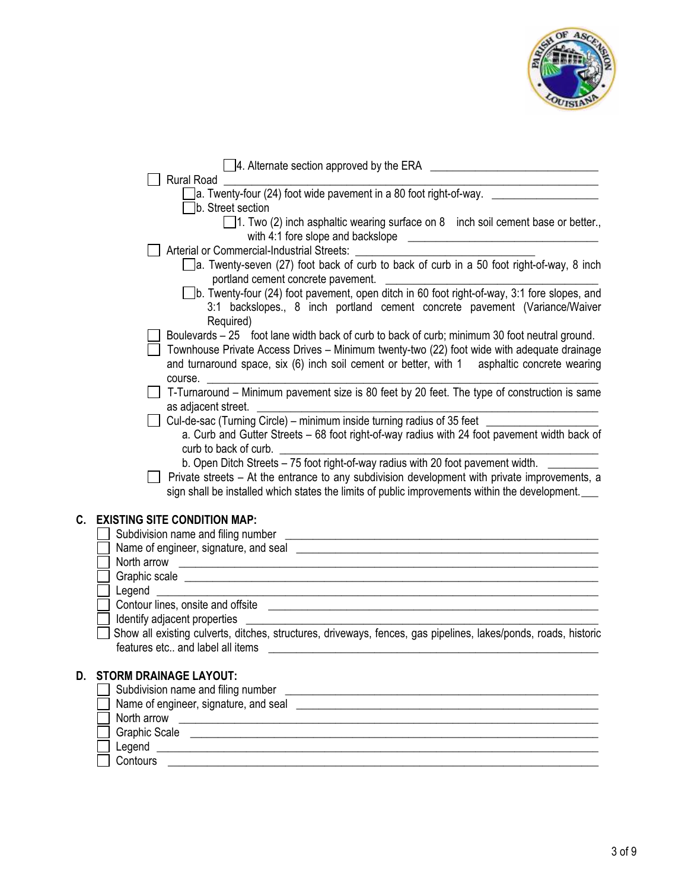- [ ] 4. Alternate section approved by the ERA \_\_\_\_\_\_\_\_\_\_\_\_\_\_\_\_\_\_\_\_\_\_\_\_\_\_\_\_

- [ ] Rural Road \_\_\_\_\_\_\_\_\_\_\_\_\_\_\_\_\_\_\_\_\_\_\_\_\_\_\_\_\_\_\_\_\_\_\_\_\_\_\_\_\_\_\_\_\_\_\_\_\_\_\_\_\_\_\_\_\_\_\_\_\_\_\_\_\_\_
  - [ ] a. Twenty-four (24) foot wide pavement in a 80 foot right-of-way. \_\_\_\_\_\_\_\_\_\_\_\_\_\_\_\_\_\_\_
  - [ ] b. Street section
    - [ ] 1. Two (2) inch asphaltic wearing surface on 8 inch soil cement base or better., with 4:1 fore slope and backslope \_\_\_\_\_\_\_\_\_\_\_\_\_\_\_\_\_\_\_\_\_\_\_\_\_\_\_\_\_\_\_\_\_\_

- [ ] Arterial or Commercial-Industrial Streets: \_\_\_\_\_\_\_\_\_\_\_\_\_\_\_\_\_\_\_\_\_\_\_\_\_\_\_\_\_\_\_\_
  - [ ] a. Twenty-seven (27) foot back of curb to back of curb in a 50 foot right-of-way, 8 inch portland cement concrete pavement. \_\_\_\_\_\_\_\_\_\_\_\_\_\_\_\_\_\_\_\_\_\_\_\_\_\_\_\_\_\_\_\_\_\_\_\_\_\_\_
  - [ ] b. Twenty-four (24) foot pavement, open ditch in 60 foot right-of-way, 3:1 fore slopes, and 3:1 backslopes., 8 inch portland cement concrete pavement (Variance/Waiver Required)

- [ ] Boulevards – 25 foot lane width back of curb to back of curb; minimum 30 foot neutral ground.

- [ ] Townhouse Private Access Drives – Minimum twenty-two (22) foot wide with adequate drainage and turnaround space, six (6) inch soil cement or better, with 1 asphaltic concrete wearing course. \_\_\_\_\_\_\_\_\_\_\_\_\_\_\_\_\_\_\_\_\_\_\_\_\_\_\_\_\_\_\_\_\_\_\_\_\_\_\_\_\_\_\_\_\_\_\_\_\_\_\_\_\_\_\_\_\_\_\_\_\_\_\_\_\_\_\_\_

- [ ] T-Turnaround – Minimum pavement size is 80 feet by 20 feet. The type of construction is same as adjacent street. \_\_\_\_\_\_\_\_\_\_\_\_\_\_\_\_\_\_\_\_\_\_\_\_\_\_\_\_\_\_\_\_\_\_\_\_\_\_\_\_\_\_\_\_\_\_\_\_\_\_\_\_\_\_\_\_\_\_

- [ ] Cul-de-sac (Turning Circle) – minimum inside turning radius of 35 feet \_\_\_\_\_\_\_\_\_\_\_\_\_\_\_\_\_\_\_\_
  - a. Curb and Gutter Streets – 68 foot right-of-way radius with 24 foot pavement width back of curb to back of curb. \_\_\_\_\_\_\_\_\_\_\_\_\_\_\_\_\_\_\_\_\_\_\_\_\_\_\_\_\_\_\_\_\_\_\_\_\_\_\_\_\_\_\_\_\_\_\_\_\_\_\_\_\_\_\_\_
  - b. Open Ditch Streets – 75 foot right-of-way radius with 20 foot pavement width. \_\_\_\_\_\_\_\_\_

- [ ] Private streets – At the entrance to any subdivision development with private improvements, a sign shall be installed which states the limits of public improvements within the development.\_\_\_

## C. EXISTING SITE CONDITION MAP:

- [ ] Subdivision name and filing number \_\_\_\_\_\_\_\_\_\_\_\_\_\_\_\_\_\_\_\_\_\_\_\_\_\_\_\_\_\_\_\_\_\_\_\_\_\_\_\_\_\_\_\_\_\_\_\_\_\_\_\_\_\_\_\_
- [ ] Name of engineer, signature, and seal \_\_\_\_\_\_\_\_\_\_\_\_\_\_\_\_\_\_\_\_\_\_\_\_\_\_\_\_\_\_\_\_\_\_\_\_\_\_\_\_\_\_\_\_\_\_\_\_\_\_\_\_\_\_\_
- [ ] North arrow \_\_\_\_\_\_\_\_\_\_\_\_\_\_\_\_\_\_\_\_\_\_\_\_\_\_\_\_\_\_\_\_\_\_\_\_\_\_\_\_\_\_\_\_\_\_\_\_\_\_\_\_\_\_\_\_\_\_\_\_\_\_\_\_\_\_\_\_\_\_\_\_\_\_\_\_
- [ ] Graphic scale \_\_\_\_\_\_\_\_\_\_\_\_\_\_\_\_\_\_\_\_\_\_\_\_\_\_\_\_\_\_\_\_\_\_\_\_\_\_\_\_\_\_\_\_\_\_\_\_\_\_\_\_\_\_\_\_\_\_\_\_\_\_\_\_\_\_\_\_\_\_\_\_\_\_\_
- [ ] Legend \_\_\_\_\_\_\_\_\_\_\_\_\_\_\_\_\_\_\_\_\_\_\_\_\_\_\_\_\_\_\_\_\_\_\_\_\_\_\_\_\_\_\_\_\_\_\_\_\_\_\_\_\_\_\_\_\_\_\_\_\_\_\_\_\_\_\_\_\_\_\_\_\_\_\_\_\_\_\_
- [ ] Contour lines, onsite and offsite \_\_\_\_\_\_\_\_\_\_\_\_\_\_\_\_\_\_\_\_\_\_\_\_\_\_\_\_\_\_\_\_\_\_\_\_\_\_\_\_\_\_\_\_\_\_\_\_\_\_\_\_\_\_\_\_\_
- [ ] Identify adjacent properties \_\_\_\_\_\_\_\_\_\_\_\_\_\_\_\_\_\_\_\_\_\_\_\_\_\_\_\_\_\_\_\_\_\_\_\_\_\_\_\_\_\_\_\_\_\_\_\_\_\_\_\_\_\_\_\_\_\_\_\_\_
- [ ] Show all existing culverts, ditches, structures, driveways, fences, gas pipelines, lakes/ponds, roads, historic features etc.. and label all items \_\_\_\_\_\_\_\_\_\_\_\_\_\_\_\_\_\_\_\_\_\_\_\_\_\_\_\_\_\_\_\_\_\_\_\_\_\_\_\_\_\_\_\_\_\_\_\_\_\_\_\_\_\_\_\_

## D. STORM DRAINAGE LAYOUT:

- [ ] Subdivision name and filing number \_\_\_\_\_\_\_\_\_\_\_\_\_\_\_\_\_\_\_\_\_\_\_\_\_\_\_\_\_\_\_\_\_\_\_\_\_\_\_\_\_\_\_\_\_\_\_\_\_\_\_\_\_\_\_\_
- [ ] Name of engineer, signature, and seal \_\_\_\_\_\_\_\_\_\_\_\_\_\_\_\_\_\_\_\_\_\_\_\_\_\_\_\_\_\_\_\_\_\_\_\_\_\_\_\_\_\_\_\_\_\_\_\_\_\_\_\_\_\_\_
- [ ] North arrow \_\_\_\_\_\_\_\_\_\_\_\_\_\_\_\_\_\_\_\_\_\_\_\_\_\_\_\_\_\_\_\_\_\_\_\_\_\_\_\_\_\_\_\_\_\_\_\_\_\_\_\_\_\_\_\_\_\_\_\_\_\_\_\_\_\_\_\_\_\_\_\_\_\_\_\_
- [ ] Graphic Scale \_\_\_\_\_\_\_\_\_\_\_\_\_\_\_\_\_\_\_\_\_\_\_\_\_\_\_\_\_\_\_\_\_\_\_\_\_\_\_\_\_\_\_\_\_\_\_\_\_\_\_\_\_\_\_\_\_\_\_\_\_\_\_\_\_\_\_\_\_\_\_\_\_\_
- [ ] Legend \_\_\_\_\_\_\_\_\_\_\_\_\_\_\_\_\_\_\_\_\_\_\_\_\_\_\_\_\_\_\_\_\_\_\_\_\_\_\_\_\_\_\_\_\_\_\_\_\_\_\_\_\_\_\_\_\_\_\_\_\_\_\_\_\_\_\_\_\_\_\_\_\_\_\_\_\_\_\_
- [ ] Contours \_\_\_\_\_\_\_\_\_\_\_\_\_\_\_\_\_\_\_\_\_\_\_\_\_\_\_\_\_\_\_\_\_\_\_\_\_\_\_\_\_\_\_\_\_\_\_\_\_\_\_\_\_\_\_\_\_\_\_\_\_\_\_\_\_\_\_\_\_\_\_\_\_\_\_\_\_\_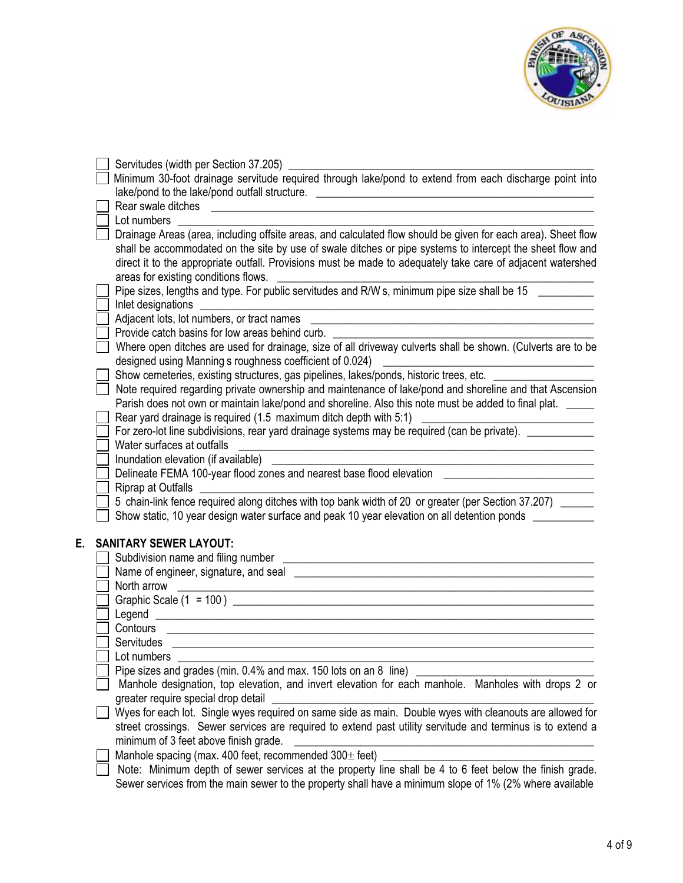- [ ] Servitudes (width per Section 37.205) ____
- [ ] Minimum 30-foot drainage servitude required through lake/pond to extend from each discharge point into lake/pond to the lake/pond outfall structure. ____
- [ ] Rear swale ditches ____
- [ ] Lot numbers ____
- [ ] Drainage Areas (area, including offsite areas, and calculated flow should be given for each area). Sheet flow shall be accommodated on the site by use of swale ditches or pipe systems to intercept the sheet flow and direct it to the appropriate outfall. Provisions must be made to adequately take care of adjacent watershed areas for existing conditions flows. ____
- [ ] Pipe sizes, lengths and type. For public servitudes and R/W s, minimum pipe size shall be 15 ____
- [ ] Inlet designations ____
- [ ] Adjacent lots, lot numbers, or tract names ____
- [ ] Provide catch basins for low areas behind curb. ____
- [ ] Where open ditches are used for drainage, size of all driveway culverts shall be shown. (Culverts are to be designed using Manning s roughness coefficient of 0.024) ____
- [ ] Show cemeteries, existing structures, gas pipelines, lakes/ponds, historic trees, etc. ____
- [ ] Note required regarding private ownership and maintenance of lake/pond and shoreline and that Ascension Parish does not own or maintain lake/pond and shoreline. Also this note must be added to final plat. ____
- [ ] Rear yard drainage is required (1.5 maximum ditch depth with 5:1) ____
- [ ] For zero-lot line subdivisions, rear yard drainage systems may be required (can be private). ____
- [ ] Water surfaces at outfalls ____
- [ ] Inundation elevation (if available) ____
- [ ] Delineate FEMA 100-year flood zones and nearest base flood elevation ____
- [ ] Riprap at Outfalls ____
- [ ] 5 chain-link fence required along ditches with top bank width of 20 or greater (per Section 37.207) ____
- [ ] Show static, 10 year design water surface and peak 10 year elevation on all detention ponds ____

## E. SANITARY SEWER LAYOUT:

- [ ] Subdivision name and filing number ____
- [ ] Name of engineer, signature, and seal ____
- [ ] North arrow ____
- [ ] Graphic Scale (1 = 100 ) ____
- [ ] Legend ____
- [ ] Contours ____
- [ ] Servitudes ____
- [ ] Lot numbers ____
- [ ] Pipe sizes and grades (min. 0.4% and max. 150 lots on an 8 line) ____
- [ ] Manhole designation, top elevation, and invert elevation for each manhole. Manholes with drops 2 or greater require special drop detail ____
- [ ] Wyes for each lot. Single wyes required on same side as main. Double wyes with cleanouts are allowed for street crossings. Sewer services are required to extend past utility servitude and terminus is to extend a minimum of 3 feet above finish grade. ____
- [ ] Manhole spacing (max. 400 feet, recommended 300± feet) ____
- [ ] Note: Minimum depth of sewer services at the property line shall be 4 to 6 feet below the finish grade. Sewer services from the main sewer to the property shall have a minimum slope of 1% (2% where available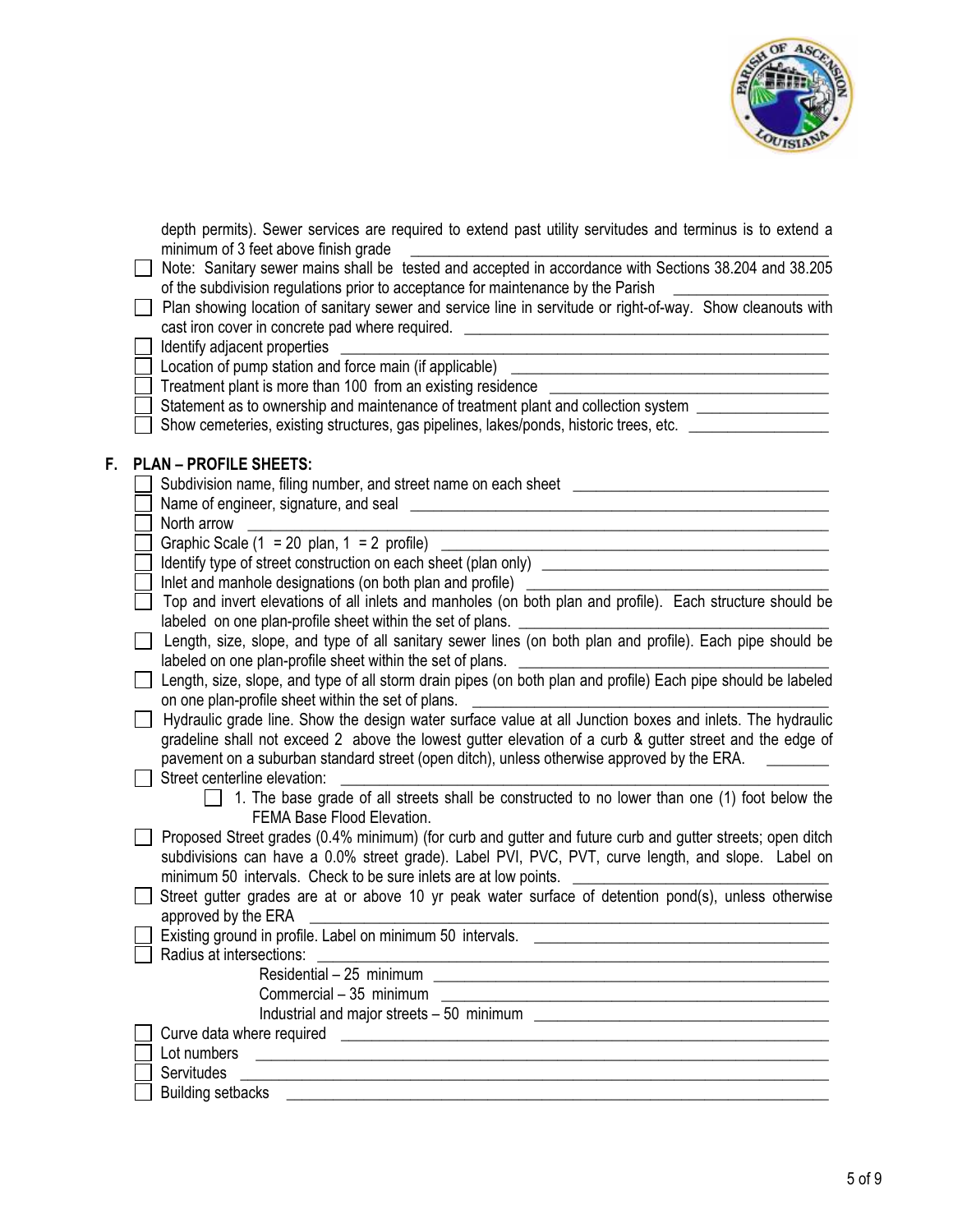depth permits). Sewer services are required to extend past utility servitudes and terminus is to extend a minimum of 3 feet above finish grade \_\_\_\_\_\_\_\_\_\_\_\_\_\_\_\_\_\_\_\_

- [ ] Note: Sanitary sewer mains shall be tested and accepted in accordance with Sections 38.204 and 38.205 of the subdivision regulations prior to acceptance for maintenance by the Parish \_\_\_\_\_\_\_\_\_\_
- [ ] Plan showing location of sanitary sewer and service line in servitude or right-of-way. Show cleanouts with cast iron cover in concrete pad where required. \_\_\_\_\_\_\_\_\_\_
- [ ] Identify adjacent properties \_\_\_\_\_\_\_\_\_\_
- [ ] Location of pump station and force main (if applicable) \_\_\_\_\_\_\_\_\_\_
- [ ] Treatment plant is more than 100 from an existing residence \_\_\_\_\_\_\_\_\_\_
- [ ] Statement as to ownership and maintenance of treatment plant and collection system \_\_\_\_\_\_\_\_\_\_
- [ ] Show cemeteries, existing structures, gas pipelines, lakes/ponds, historic trees, etc. \_\_\_\_\_\_\_\_\_\_

## F. PLAN – PROFILE SHEETS:

- [ ] Subdivision name, filing number, and street name on each sheet \_\_\_\_\_\_\_\_\_\_
- [ ] Name of engineer, signature, and seal \_\_\_\_\_\_\_\_\_\_
- [ ] North arrow \_\_\_\_\_\_\_\_\_\_
- [ ] Graphic Scale (1 = 20 plan, 1 = 2 profile) \_\_\_\_\_\_\_\_\_\_
- [ ] Identify type of street construction on each sheet (plan only) \_\_\_\_\_\_\_\_\_\_
- [ ] Inlet and manhole designations (on both plan and profile) \_\_\_\_\_\_\_\_\_\_
- [ ] Top and invert elevations of all inlets and manholes (on both plan and profile). Each structure should be labeled on one plan-profile sheet within the set of plans. \_\_\_\_\_\_\_\_\_\_
- [ ] Length, size, slope, and type of all sanitary sewer lines (on both plan and profile). Each pipe should be labeled on one plan-profile sheet within the set of plans. \_\_\_\_\_\_\_\_\_\_
- [ ] Length, size, slope, and type of all storm drain pipes (on both plan and profile) Each pipe should be labeled on one plan-profile sheet within the set of plans. \_\_\_\_\_\_\_\_\_\_
- [ ] Hydraulic grade line. Show the design water surface value at all Junction boxes and inlets. The hydraulic gradeline shall not exceed 2 above the lowest gutter elevation of a curb & gutter street and the edge of pavement on a suburban standard street (open ditch), unless otherwise approved by the ERA. \_\_\_\_\_\_\_\_\_\_
- [ ] Street centerline elevation: \_\_\_\_\_\_\_\_\_\_
  - [ ] 1. The base grade of all streets shall be constructed to no lower than one (1) foot below the FEMA Base Flood Elevation.
- [ ] Proposed Street grades (0.4% minimum) (for curb and gutter and future curb and gutter streets; open ditch subdivisions can have a 0.0% street grade). Label PVI, PVC, PVT, curve length, and slope. Label on minimum 50 intervals. Check to be sure inlets are at low points. \_\_\_\_\_\_\_\_\_\_
- [ ] Street gutter grades are at or above 10 yr peak water surface of detention pond(s), unless otherwise approved by the ERA \_\_\_\_\_\_\_\_\_\_
- [ ] Existing ground in profile. Label on minimum 50 intervals. \_\_\_\_\_\_\_\_\_\_
- [ ] Radius at intersections: \_\_\_\_\_\_\_\_\_\_
  - Residential – 25 minimum \_\_\_\_\_\_\_\_\_\_
  - Commercial – 35 minimum \_\_\_\_\_\_\_\_\_\_
  - Industrial and major streets – 50 minimum \_\_\_\_\_\_\_\_\_\_
- [ ] Curve data where required \_\_\_\_\_\_\_\_\_\_
- [ ] Lot numbers \_\_\_\_\_\_\_\_\_\_
- [ ] Servitudes \_\_\_\_\_\_\_\_\_\_
- [ ] Building setbacks \_\_\_\_\_\_\_\_\_\_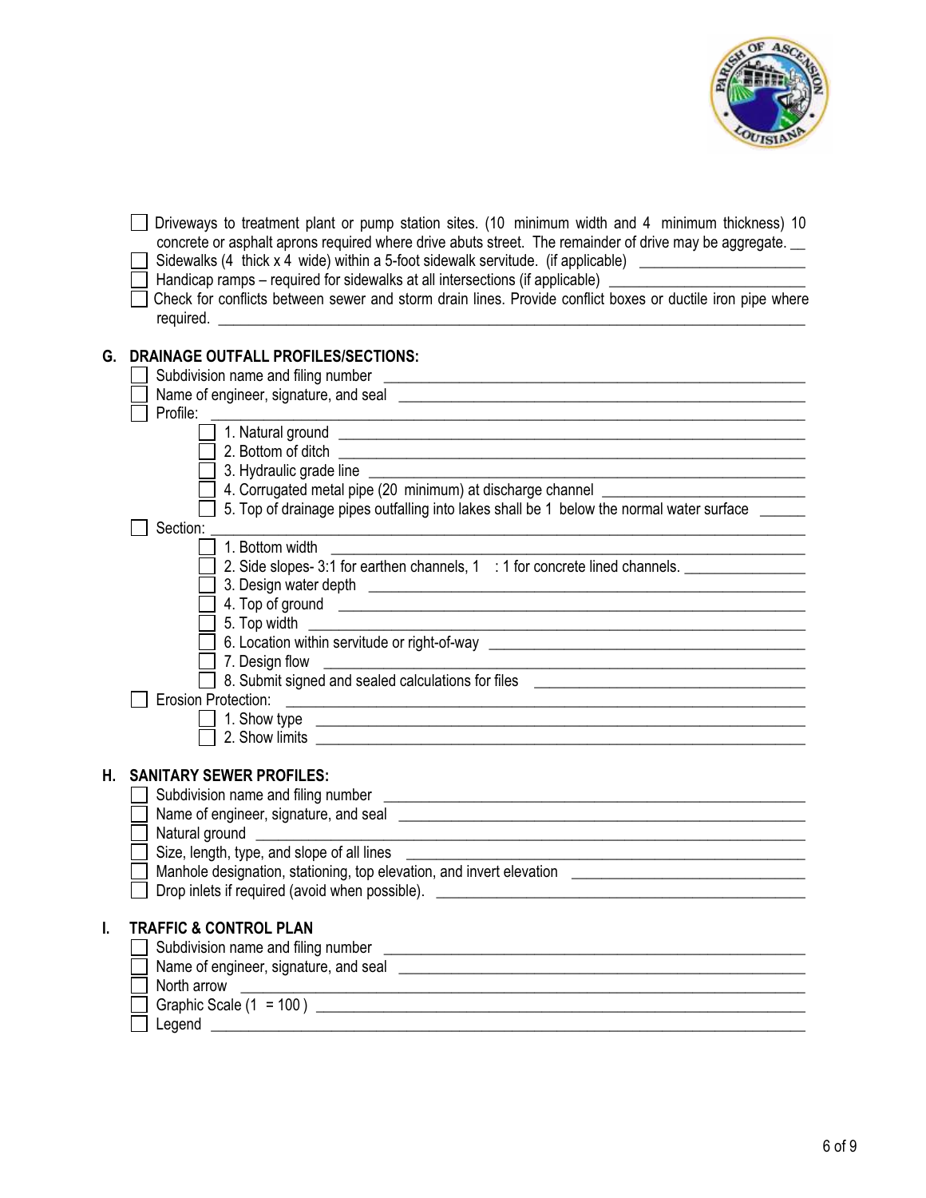- [ ] Driveways to treatment plant or pump station sites. (10 minimum width and 4 minimum thickness) 10 concrete or asphalt aprons required where drive abuts street. The remainder of drive may be aggregate. __
- [ ] Sidewalks (4 thick x 4 wide) within a 5-foot sidewalk servitude. (if applicable) ____________________
- [ ] Handicap ramps – required for sidewalks at all intersections (if applicable) ______________________
- [ ] Check for conflicts between sewer and storm drain lines. Provide conflict boxes or ductile iron pipe where required. ____________________________________________________________________________

## G. DRAINAGE OUTFALL PROFILES/SECTIONS:

- [ ] Subdivision name and filing number ______________________________________________
- [ ] Name of engineer, signature, and seal ____________________________________________
- [ ] Profile: ______________________________________________________________________
  - [ ] 1. Natural ground ______________________________________________________
  - [ ] 2. Bottom of ditch ______________________________________________________
  - [ ] 3. Hydraulic grade line __________________________________________________
  - [ ] 4. Corrugated metal pipe (20 minimum) at discharge channel ______________________
  - [ ] 5. Top of drainage pipes outfalling into lakes shall be 1 below the normal water surface ______
- [ ] Section: ______________________________________________________________________
  - [ ] 1. Bottom width _______________________________________________________
  - [ ] 2. Side slopes- 3:1 for earthen channels, 1 : 1 for concrete lined channels. _______________
  - [ ] 3. Design water depth ___________________________________________________
  - [ ] 4. Top of ground ______________________________________________________
  - [ ] 5. Top width _________________________________________________________
  - [ ] 6. Location within servitude or right-of-way ____________________________________
  - [ ] 7. Design flow ________________________________________________________
  - [ ] 8. Submit signed and sealed calculations for files ________________________________
- [ ] Erosion Protection: _____________________________________________________________
  - [ ] 1. Show type _________________________________________________________
  - [ ] 2. Show limits ________________________________________________________

## H. SANITARY SEWER PROFILES:

- [ ] Subdivision name and filing number ______________________________________________
- [ ] Name of engineer, signature, and seal ____________________________________________
- [ ] Natural ground ________________________________________________________________
- [ ] Size, length, type, and slope of all lines ____________________________________________
- [ ] Manhole designation, stationing, top elevation, and invert elevation ___________________________
- [ ] Drop inlets if required (avoid when possible). ___________________________________________

## I. TRAFFIC & CONTROL PLAN

- [ ] Subdivision name and filing number ______________________________________________
- [ ] Name of engineer, signature, and seal ____________________________________________
- [ ] North arrow __________________________________________________________________
- [ ] Graphic Scale (1 = 100 ) _______________________________________________________
- [ ] Legend ______________________________________________________________________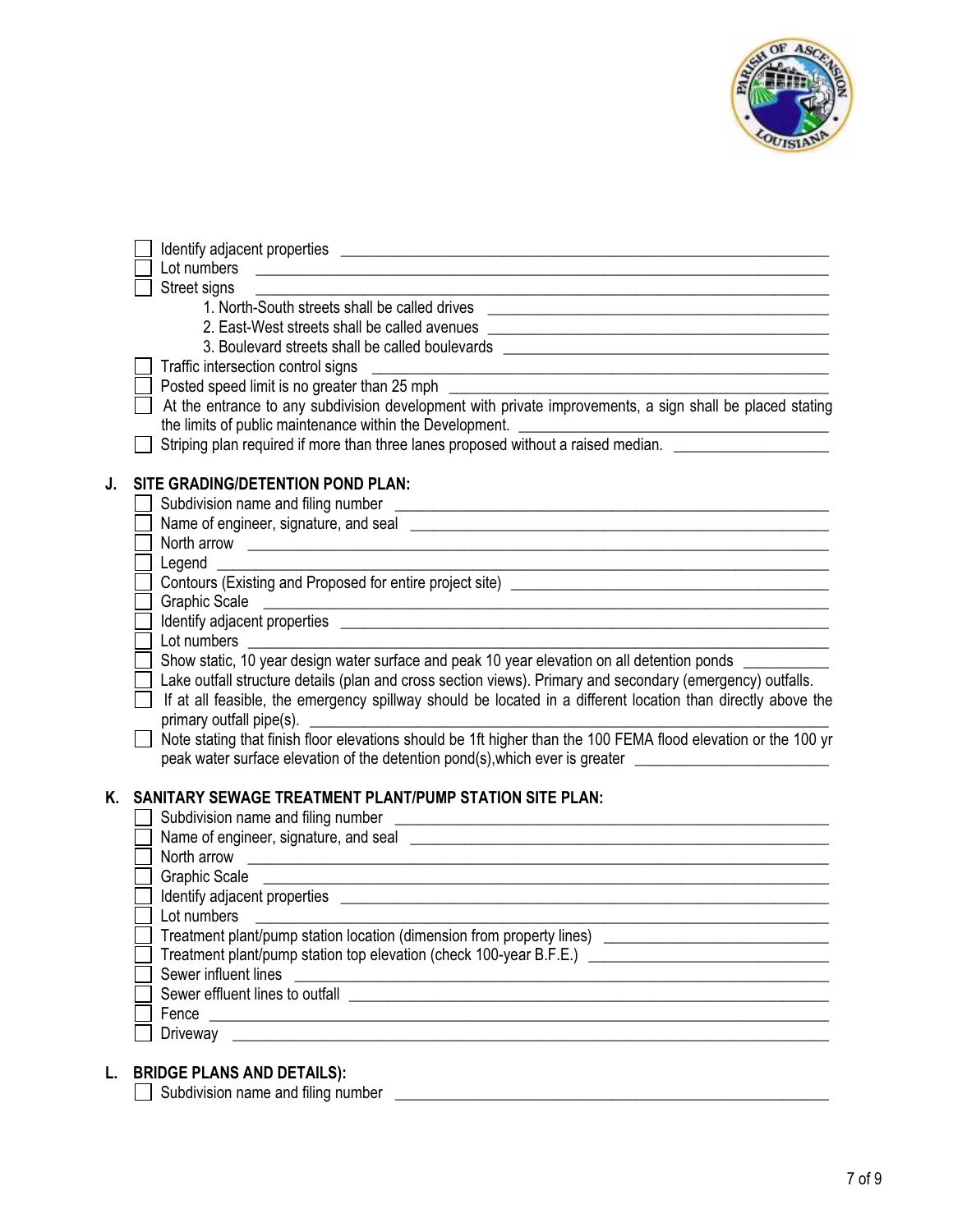- [ ] Identify adjacent properties
- [ ] Lot numbers
- [ ] Street signs
    1. North-South streets shall be called drives
    2. East-West streets shall be called avenues
    3. Boulevard streets shall be called boulevards
- [ ] Traffic intersection control signs
- [ ] Posted speed limit is no greater than 25 mph
- [ ] At the entrance to any subdivision development with private improvements, a sign shall be placed stating the limits of public maintenance within the Development.
- [ ] Striping plan required if more than three lanes proposed without a raised median.

## J. SITE GRADING/DETENTION POND PLAN:

- [ ] Subdivision name and filing number
- [ ] Name of engineer, signature, and seal
- [ ] North arrow
- [ ] Legend
- [ ] Contours (Existing and Proposed for entire project site)
- [ ] Graphic Scale
- [ ] Identify adjacent properties
- [ ] Lot numbers
- [ ] Show static, 10 year design water surface and peak 10 year elevation on all detention ponds
- [ ] Lake outfall structure details (plan and cross section views). Primary and secondary (emergency) outfalls.
- [ ] If at all feasible, the emergency spillway should be located in a different location than directly above the primary outfall pipe(s).
- [ ] Note stating that finish floor elevations should be 1ft higher than the 100 FEMA flood elevation or the 100 yr peak water surface elevation of the detention pond(s),which ever is greater

## K. SANITARY SEWAGE TREATMENT PLANT/PUMP STATION SITE PLAN:

- [ ] Subdivision name and filing number
- [ ] Name of engineer, signature, and seal
- [ ] North arrow
- [ ] Graphic Scale
- [ ] Identify adjacent properties
- [ ] Lot numbers
- [ ] Treatment plant/pump station location (dimension from property lines)
- [ ] Treatment plant/pump station top elevation (check 100-year B.F.E.)
- [ ] Sewer influent lines
- [ ] Sewer effluent lines to outfall
- [ ] Fence
- [ ] Driveway

## L. BRIDGE PLANS AND DETAILS):

- [ ] Subdivision name and filing number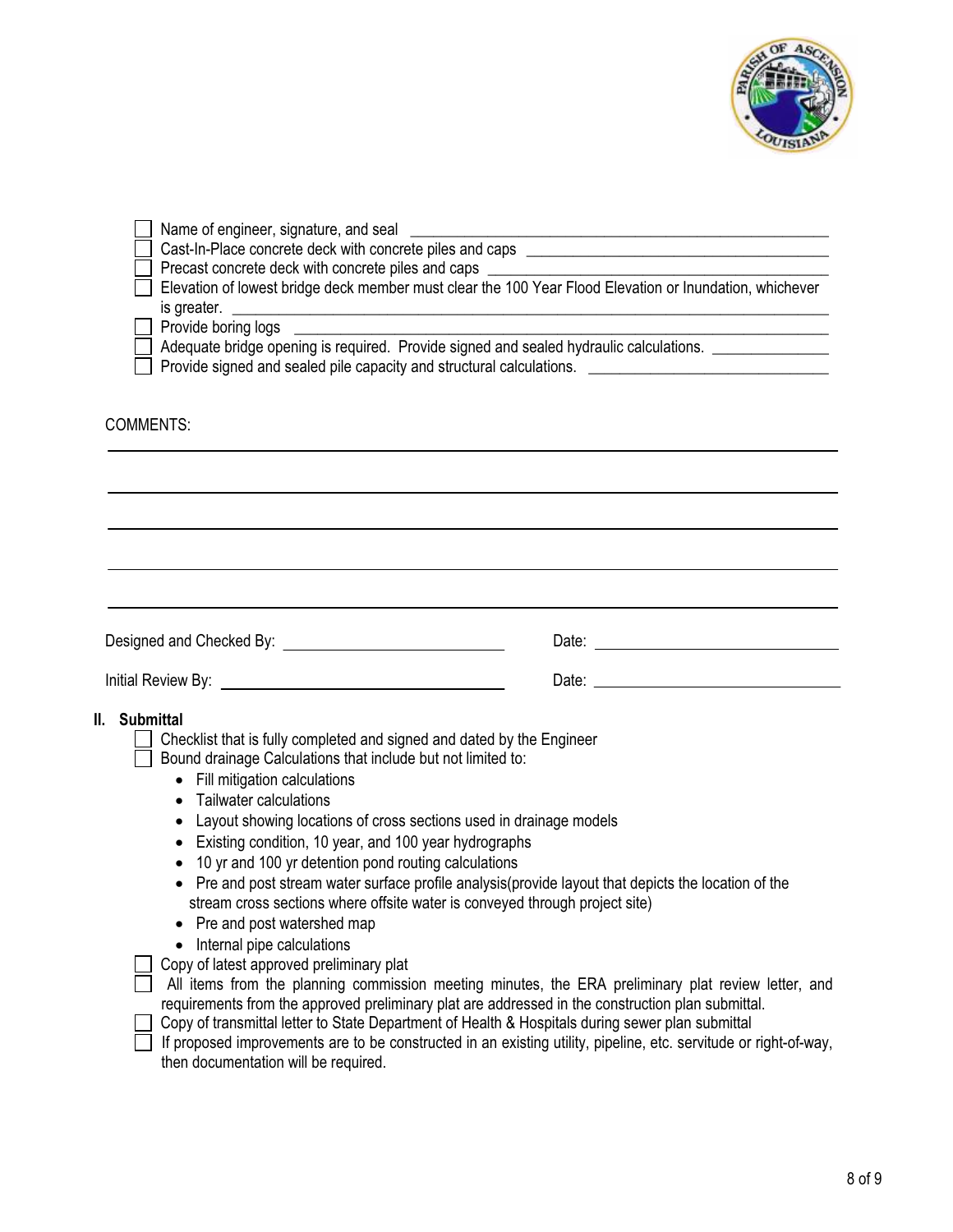- [ ] Name of engineer, signature, and seal ______________________________
- [ ] Cast-In-Place concrete deck with concrete piles and caps ______________________
- [ ] Precast concrete deck with concrete piles and caps ______________________
- [ ] Elevation of lowest bridge deck member must clear the 100 Year Flood Elevation or Inundation, whichever is greater. ______________________________
- [ ] Provide boring logs ______________________________
- [ ] Adequate bridge opening is required. Provide signed and sealed hydraulic calculations. __________
- [ ] Provide signed and sealed pile capacity and structural calculations. ______________________

COMMENTS:

______________________________________________________________________

______________________________________________________________________

______________________________________________________________________

______________________________________________________________________

______________________________________________________________________

Designed and Checked By: ______________________ Date: ______________________

Initial Review By: ______________________ Date: ______________________

## II. Submittal

- [ ] Checklist that is fully completed and signed and dated by the Engineer
- [ ] Bound drainage Calculations that include but not limited to:
  - Fill mitigation calculations
  - Tailwater calculations
  - Layout showing locations of cross sections used in drainage models
  - Existing condition, 10 year, and 100 year hydrographs
  - 10 yr and 100 yr detention pond routing calculations
  - Pre and post stream water surface profile analysis(provide layout that depicts the location of the stream cross sections where offsite water is conveyed through project site)
  - Pre and post watershed map
  - Internal pipe calculations
- [ ] Copy of latest approved preliminary plat
- [ ] All items from the planning commission meeting minutes, the ERA preliminary plat review letter, and requirements from the approved preliminary plat are addressed in the construction plan submittal.
- [ ] Copy of transmittal letter to State Department of Health & Hospitals during sewer plan submittal
- [ ] If proposed improvements are to be constructed in an existing utility, pipeline, etc. servitude or right-of-way, then documentation will be required.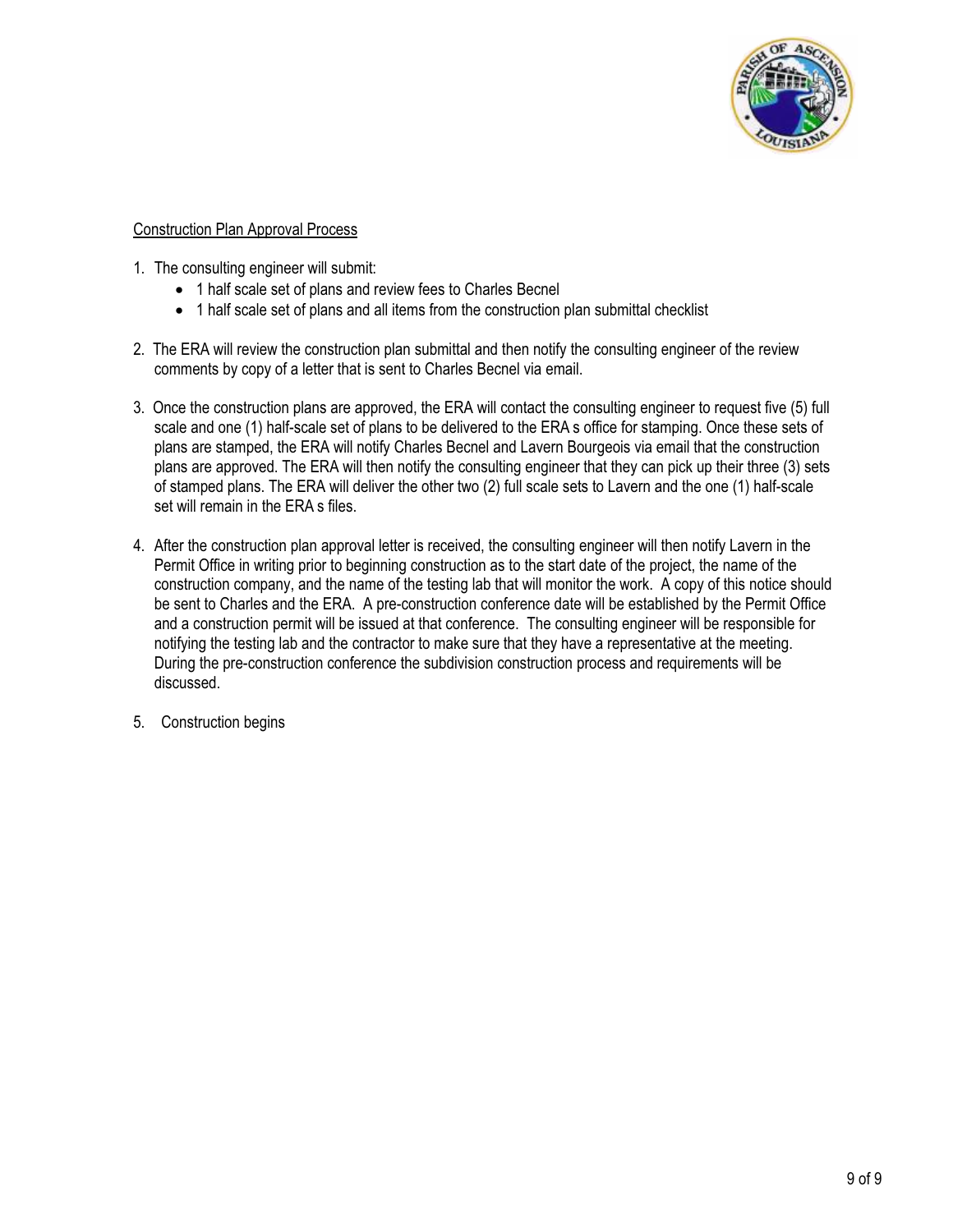Construction Plan Approval Process

1. The consulting engineer will submit:
   - 1 half scale set of plans and review fees to Charles Becnel
   - 1 half scale set of plans and all items from the construction plan submittal checklist

2. The ERA will review the construction plan submittal and then notify the consulting engineer of the review comments by copy of a letter that is sent to Charles Becnel via email.

3. Once the construction plans are approved, the ERA will contact the consulting engineer to request five (5) full scale and one (1) half-scale set of plans to be delivered to the ERA s office for stamping. Once these sets of plans are stamped, the ERA will notify Charles Becnel and Lavern Bourgeois via email that the construction plans are approved. The ERA will then notify the consulting engineer that they can pick up their three (3) sets of stamped plans. The ERA will deliver the other two (2) full scale sets to Lavern and the one (1) half-scale set will remain in the ERA s files.

4. After the construction plan approval letter is received, the consulting engineer will then notify Lavern in the Permit Office in writing prior to beginning construction as to the start date of the project, the name of the construction company, and the name of the testing lab that will monitor the work. A copy of this notice should be sent to Charles and the ERA. A pre-construction conference date will be established by the Permit Office and a construction permit will be issued at that conference. The consulting engineer will be responsible for notifying the testing lab and the contractor to make sure that they have a representative at the meeting. During the pre-construction conference the subdivision construction process and requirements will be discussed.

5. Construction begins